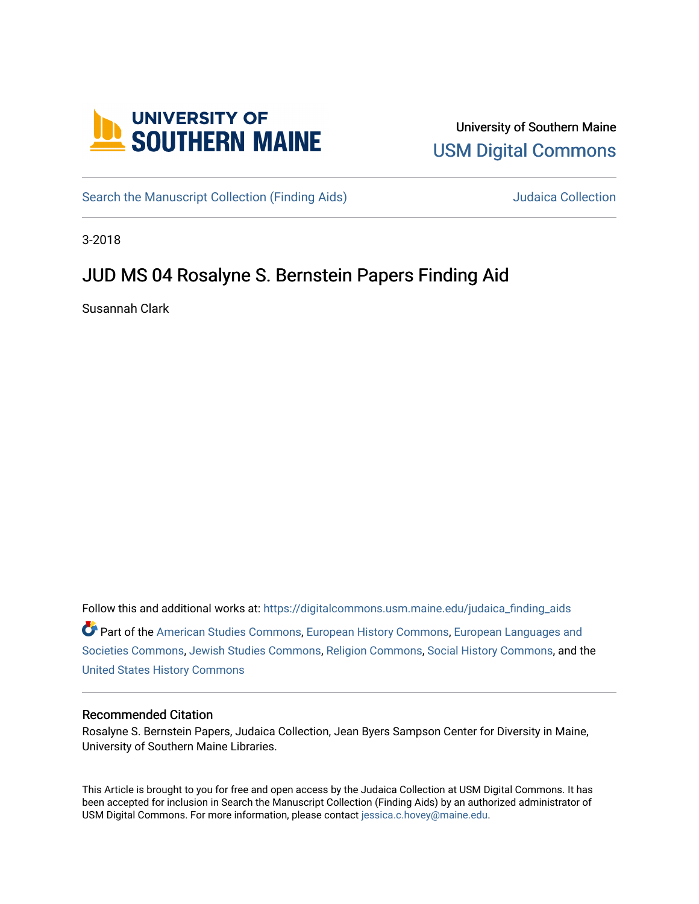University of Southern Maine

USM Digital Commons

Search the Manuscript Collection (Finding Aids) | Judaica Collection

3-2018

# JUD MS 04 Rosalyne S. Bernstein Papers Finding Aid

Susannah Clark

Follow this and additional works at: https://digitalcommons.usm.maine.edu/judaica_finding_aids

Part of the American Studies Commons, European History Commons, European Languages and Societies Commons, Jewish Studies Commons, Religion Commons, Social History Commons, and the United States History Commons

## Recommended Citation

Rosalyne S. Bernstein Papers, Judaica Collection, Jean Byers Sampson Center for Diversity in Maine, University of Southern Maine Libraries.

This Article is brought to you for free and open access by the Judaica Collection at USM Digital Commons. It has been accepted for inclusion in Search the Manuscript Collection (Finding Aids) by an authorized administrator of USM Digital Commons. For more information, please contact jessica.c.hovey@maine.edu.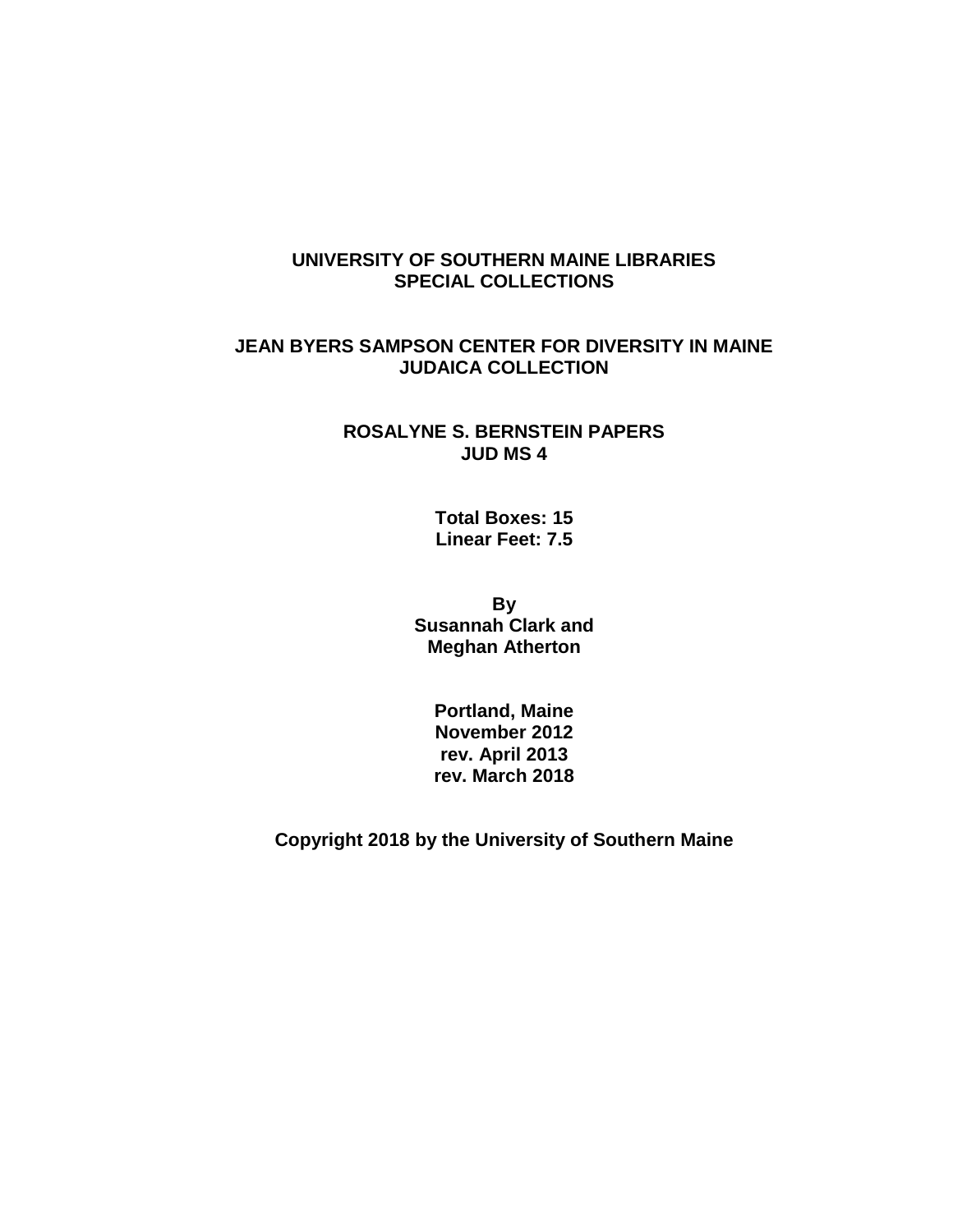**UNIVERSITY OF SOUTHERN MAINE LIBRARIES**
**SPECIAL COLLECTIONS**

**JEAN BYERS SAMPSON CENTER FOR DIVERSITY IN MAINE**
**JUDAICA COLLECTION**

**ROSALYNE S. BERNSTEIN PAPERS**
**JUD MS 4**

**Total Boxes: 15**
**Linear Feet: 7.5**

**By**
**Susannah Clark and**
**Meghan Atherton**

**Portland, Maine**
**November 2012**
**rev. April 2013**
**rev. March 2018**

**Copyright 2018 by the University of Southern Maine**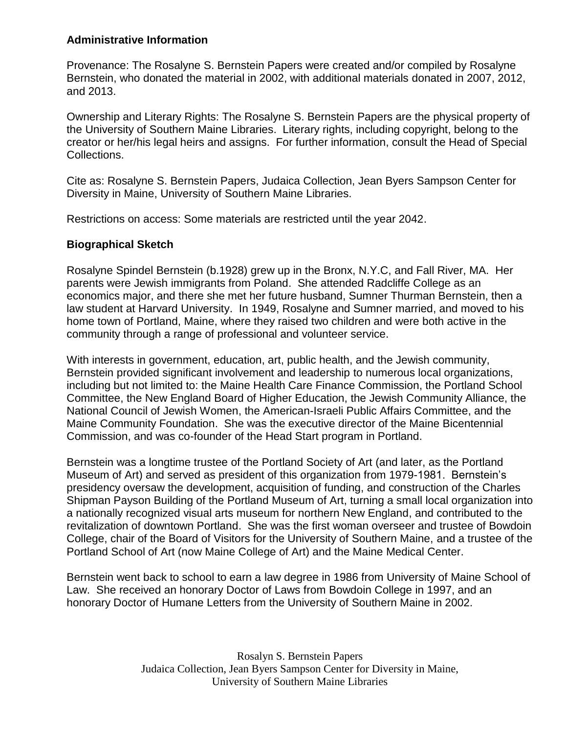## Administrative Information

Provenance: The Rosalyne S. Bernstein Papers were created and/or compiled by Rosalyne Bernstein, who donated the material in 2002, with additional materials donated in 2007, 2012, and 2013.

Ownership and Literary Rights: The Rosalyne S. Bernstein Papers are the physical property of the University of Southern Maine Libraries. Literary rights, including copyright, belong to the creator or her/his legal heirs and assigns. For further information, consult the Head of Special Collections.

Cite as: Rosalyne S. Bernstein Papers, Judaica Collection, Jean Byers Sampson Center for Diversity in Maine, University of Southern Maine Libraries.

Restrictions on access: Some materials are restricted until the year 2042.

## Biographical Sketch

Rosalyne Spindel Bernstein (b.1928) grew up in the Bronx, N.Y.C, and Fall River, MA. Her parents were Jewish immigrants from Poland. She attended Radcliffe College as an economics major, and there she met her future husband, Sumner Thurman Bernstein, then a law student at Harvard University. In 1949, Rosalyne and Sumner married, and moved to his home town of Portland, Maine, where they raised two children and were both active in the community through a range of professional and volunteer service.

With interests in government, education, art, public health, and the Jewish community, Bernstein provided significant involvement and leadership to numerous local organizations, including but not limited to: the Maine Health Care Finance Commission, the Portland School Committee, the New England Board of Higher Education, the Jewish Community Alliance, the National Council of Jewish Women, the American-Israeli Public Affairs Committee, and the Maine Community Foundation. She was the executive director of the Maine Bicentennial Commission, and was co-founder of the Head Start program in Portland.

Bernstein was a longtime trustee of the Portland Society of Art (and later, as the Portland Museum of Art) and served as president of this organization from 1979-1981. Bernstein's presidency oversaw the development, acquisition of funding, and construction of the Charles Shipman Payson Building of the Portland Museum of Art, turning a small local organization into a nationally recognized visual arts museum for northern New England, and contributed to the revitalization of downtown Portland. She was the first woman overseer and trustee of Bowdoin College, chair of the Board of Visitors for the University of Southern Maine, and a trustee of the Portland School of Art (now Maine College of Art) and the Maine Medical Center.

Bernstein went back to school to earn a law degree in 1986 from University of Maine School of Law. She received an honorary Doctor of Laws from Bowdoin College in 1997, and an honorary Doctor of Humane Letters from the University of Southern Maine in 2002.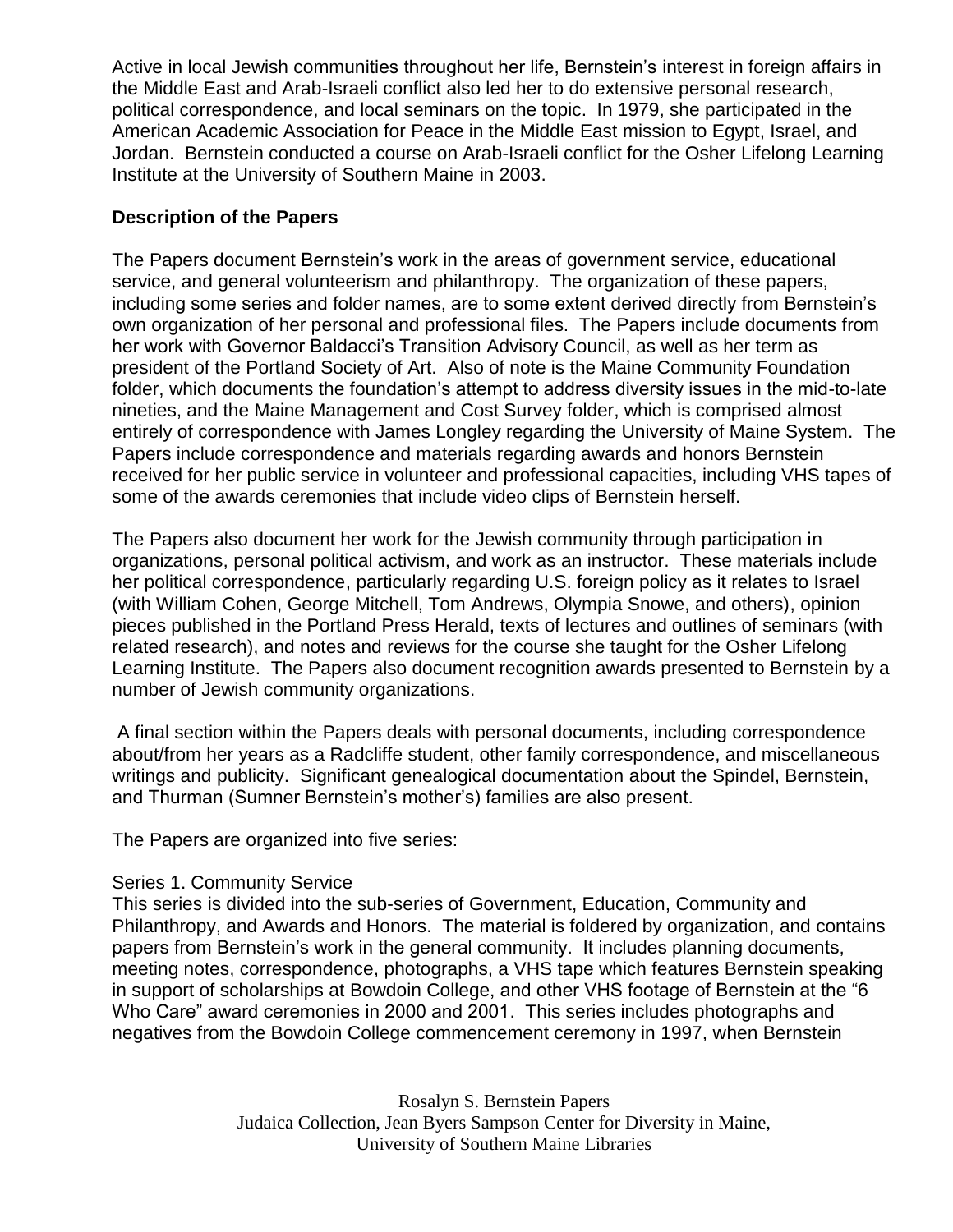Active in local Jewish communities throughout her life, Bernstein's interest in foreign affairs in the Middle East and Arab-Israeli conflict also led her to do extensive personal research, political correspondence, and local seminars on the topic. In 1979, she participated in the American Academic Association for Peace in the Middle East mission to Egypt, Israel, and Jordan. Bernstein conducted a course on Arab-Israeli conflict for the Osher Lifelong Learning Institute at the University of Southern Maine in 2003.

**Description of the Papers**

The Papers document Bernstein's work in the areas of government service, educational service, and general volunteerism and philanthropy. The organization of these papers, including some series and folder names, are to some extent derived directly from Bernstein's own organization of her personal and professional files. The Papers include documents from her work with Governor Baldacci's Transition Advisory Council, as well as her term as president of the Portland Society of Art. Also of note is the Maine Community Foundation folder, which documents the foundation's attempt to address diversity issues in the mid-to-late nineties, and the Maine Management and Cost Survey folder, which is comprised almost entirely of correspondence with James Longley regarding the University of Maine System. The Papers include correspondence and materials regarding awards and honors Bernstein received for her public service in volunteer and professional capacities, including VHS tapes of some of the awards ceremonies that include video clips of Bernstein herself.

The Papers also document her work for the Jewish community through participation in organizations, personal political activism, and work as an instructor. These materials include her political correspondence, particularly regarding U.S. foreign policy as it relates to Israel (with William Cohen, George Mitchell, Tom Andrews, Olympia Snowe, and others), opinion pieces published in the Portland Press Herald, texts of lectures and outlines of seminars (with related research), and notes and reviews for the course she taught for the Osher Lifelong Learning Institute. The Papers also document recognition awards presented to Bernstein by a number of Jewish community organizations.

A final section within the Papers deals with personal documents, including correspondence about/from her years as a Radcliffe student, other family correspondence, and miscellaneous writings and publicity. Significant genealogical documentation about the Spindel, Bernstein, and Thurman (Sumner Bernstein's mother's) families are also present.

The Papers are organized into five series:

Series 1. Community Service
This series is divided into the sub-series of Government, Education, Community and Philanthropy, and Awards and Honors. The material is foldered by organization, and contains papers from Bernstein's work in the general community. It includes planning documents, meeting notes, correspondence, photographs, a VHS tape which features Bernstein speaking in support of scholarships at Bowdoin College, and other VHS footage of Bernstein at the "6 Who Care" award ceremonies in 2000 and 2001. This series includes photographs and negatives from the Bowdoin College commencement ceremony in 1997, when Bernstein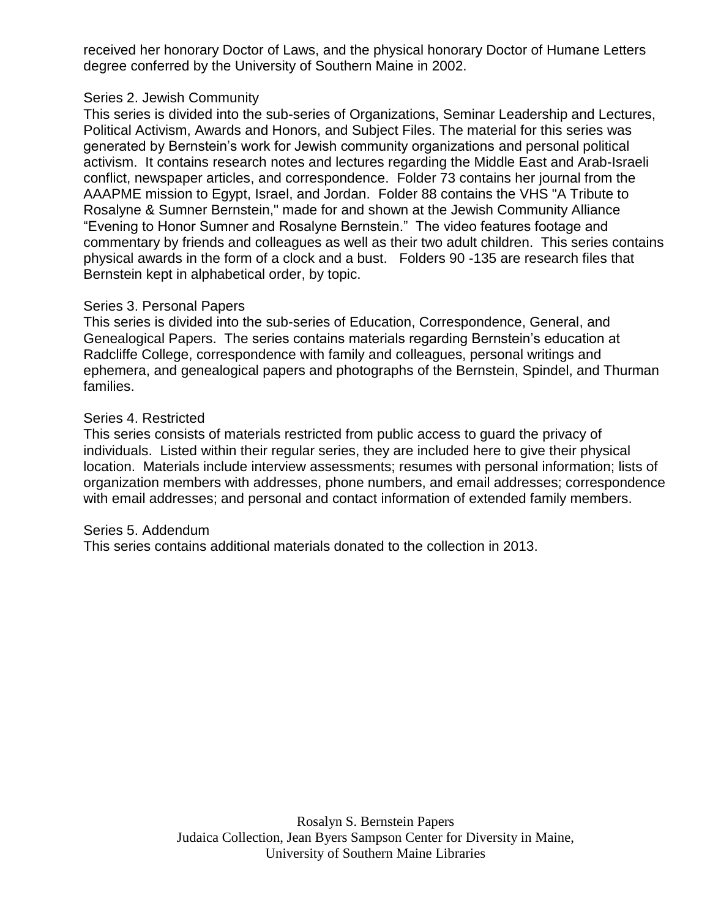received her honorary Doctor of Laws, and the physical honorary Doctor of Humane Letters degree conferred by the University of Southern Maine in 2002.

Series 2. Jewish Community

This series is divided into the sub-series of Organizations, Seminar Leadership and Lectures, Political Activism, Awards and Honors, and Subject Files. The material for this series was generated by Bernstein's work for Jewish community organizations and personal political activism. It contains research notes and lectures regarding the Middle East and Arab-Israeli conflict, newspaper articles, and correspondence. Folder 73 contains her journal from the AAAPME mission to Egypt, Israel, and Jordan. Folder 88 contains the VHS "A Tribute to Rosalyne & Sumner Bernstein," made for and shown at the Jewish Community Alliance "Evening to Honor Sumner and Rosalyne Bernstein." The video features footage and commentary by friends and colleagues as well as their two adult children. This series contains physical awards in the form of a clock and a bust. Folders 90 -135 are research files that Bernstein kept in alphabetical order, by topic.

Series 3. Personal Papers

This series is divided into the sub-series of Education, Correspondence, General, and Genealogical Papers. The series contains materials regarding Bernstein's education at Radcliffe College, correspondence with family and colleagues, personal writings and ephemera, and genealogical papers and photographs of the Bernstein, Spindel, and Thurman families.

Series 4. Restricted

This series consists of materials restricted from public access to guard the privacy of individuals. Listed within their regular series, they are included here to give their physical location. Materials include interview assessments; resumes with personal information; lists of organization members with addresses, phone numbers, and email addresses; correspondence with email addresses; and personal and contact information of extended family members.

Series 5. Addendum

This series contains additional materials donated to the collection in 2013.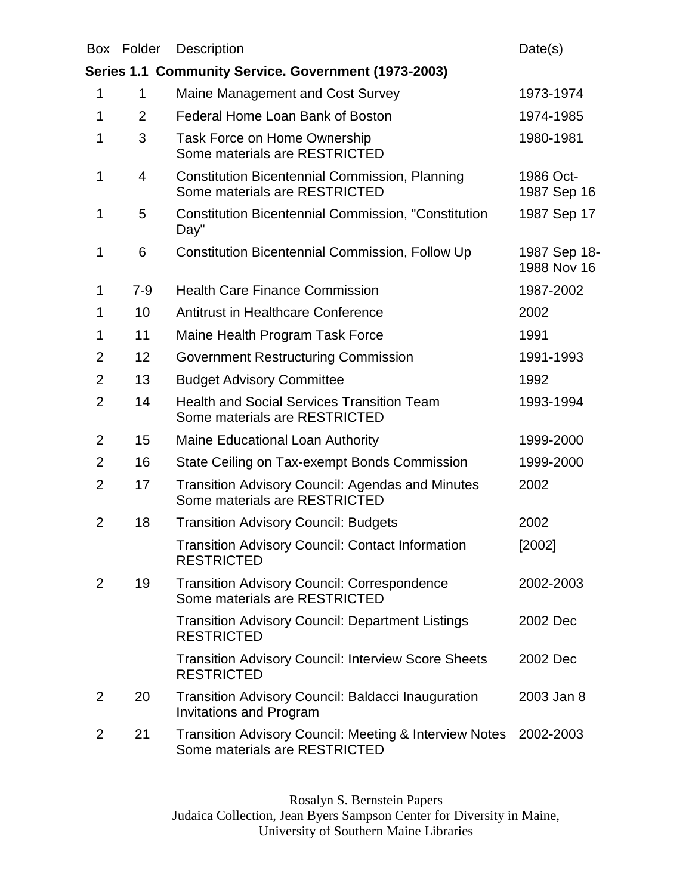| Box | Folder | Description | Date(s) |
| --- | --- | --- | --- |
| **Series 1.1 Community Service. Government (1973-2003)** | | | |
| 1 | 1 | Maine Management and Cost Survey | 1973-1974 |
| 1 | 2 | Federal Home Loan Bank of Boston | 1974-1985 |
| 1 | 3 | Task Force on Home Ownership<br>Some materials are RESTRICTED | 1980-1981 |
| 1 | 4 | Constitution Bicentennial Commission, Planning<br>Some materials are RESTRICTED | 1986 Oct-<br>1987 Sep 16 |
| 1 | 5 | Constitution Bicentennial Commission, "Constitution Day" | 1987 Sep 17 |
| 1 | 6 | Constitution Bicentennial Commission, Follow Up | 1987 Sep 18-<br>1988 Nov 16 |
| 1 | 7-9 | Health Care Finance Commission | 1987-2002 |
| 1 | 10 | Antitrust in Healthcare Conference | 2002 |
| 1 | 11 | Maine Health Program Task Force | 1991 |
| 2 | 12 | Government Restructuring Commission | 1991-1993 |
| 2 | 13 | Budget Advisory Committee | 1992 |
| 2 | 14 | Health and Social Services Transition Team<br>Some materials are RESTRICTED | 1993-1994 |
| 2 | 15 | Maine Educational Loan Authority | 1999-2000 |
| 2 | 16 | State Ceiling on Tax-exempt Bonds Commission | 1999-2000 |
| 2 | 17 | Transition Advisory Council: Agendas and Minutes<br>Some materials are RESTRICTED | 2002 |
| 2 | 18 | Transition Advisory Council: Budgets | 2002 |
| | | Transition Advisory Council: Contact Information<br>RESTRICTED | [2002] |
| 2 | 19 | Transition Advisory Council: Correspondence<br>Some materials are RESTRICTED | 2002-2003 |
| | | Transition Advisory Council: Department Listings<br>RESTRICTED | 2002 Dec |
| | | Transition Advisory Council: Interview Score Sheets<br>RESTRICTED | 2002 Dec |
| 2 | 20 | Transition Advisory Council: Baldacci Inauguration Invitations and Program | 2003 Jan 8 |
| 2 | 21 | Transition Advisory Council: Meeting & Interview Notes<br>Some materials are RESTRICTED | 2002-2003 |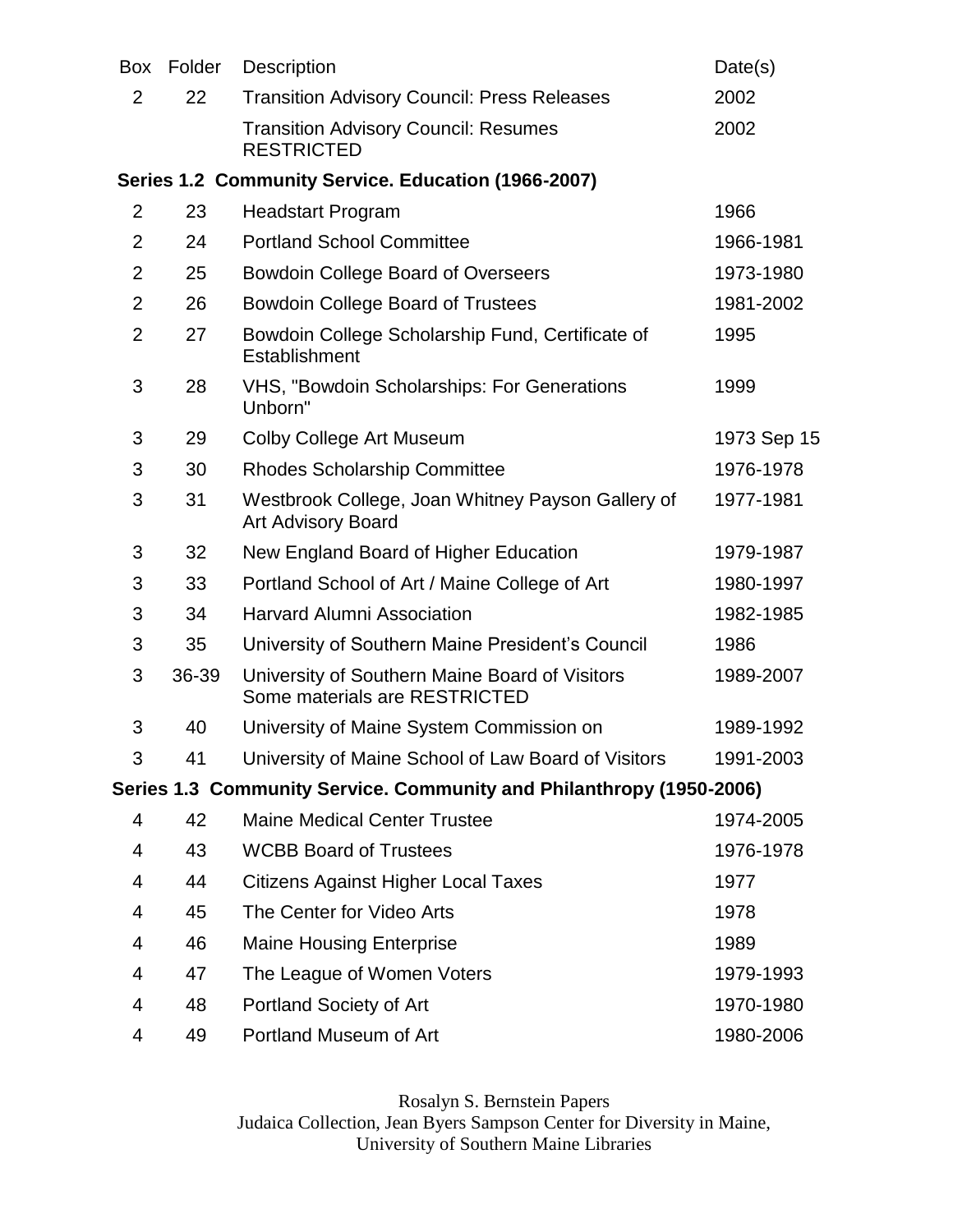| Box | Folder | Description | Date(s) |
|---|---|---|---|
| 2 | 22 | Transition Advisory Council: Press Releases | 2002 |
| | | Transition Advisory Council: Resumes RESTRICTED | 2002 |
| **Series 1.2 Community Service. Education (1966-2007)** | | | |
| 2 | 23 | Headstart Program | 1966 |
| 2 | 24 | Portland School Committee | 1966-1981 |
| 2 | 25 | Bowdoin College Board of Overseers | 1973-1980 |
| 2 | 26 | Bowdoin College Board of Trustees | 1981-2002 |
| 2 | 27 | Bowdoin College Scholarship Fund, Certificate of Establishment | 1995 |
| 3 | 28 | VHS, "Bowdoin Scholarships: For Generations Unborn" | 1999 |
| 3 | 29 | Colby College Art Museum | 1973 Sep 15 |
| 3 | 30 | Rhodes Scholarship Committee | 1976-1978 |
| 3 | 31 | Westbrook College, Joan Whitney Payson Gallery of Art Advisory Board | 1977-1981 |
| 3 | 32 | New England Board of Higher Education | 1979-1987 |
| 3 | 33 | Portland School of Art / Maine College of Art | 1980-1997 |
| 3 | 34 | Harvard Alumni Association | 1982-1985 |
| 3 | 35 | University of Southern Maine President's Council | 1986 |
| 3 | 36-39 | University of Southern Maine Board of Visitors Some materials are RESTRICTED | 1989-2007 |
| 3 | 40 | University of Maine System Commission on | 1989-1992 |
| 3 | 41 | University of Maine School of Law Board of Visitors | 1991-2003 |
| **Series 1.3 Community Service. Community and Philanthropy (1950-2006)** | | | |
| 4 | 42 | Maine Medical Center Trustee | 1974-2005 |
| 4 | 43 | WCBB Board of Trustees | 1976-1978 |
| 4 | 44 | Citizens Against Higher Local Taxes | 1977 |
| 4 | 45 | The Center for Video Arts | 1978 |
| 4 | 46 | Maine Housing Enterprise | 1989 |
| 4 | 47 | The League of Women Voters | 1979-1993 |
| 4 | 48 | Portland Society of Art | 1970-1980 |
| 4 | 49 | Portland Museum of Art | 1980-2006 |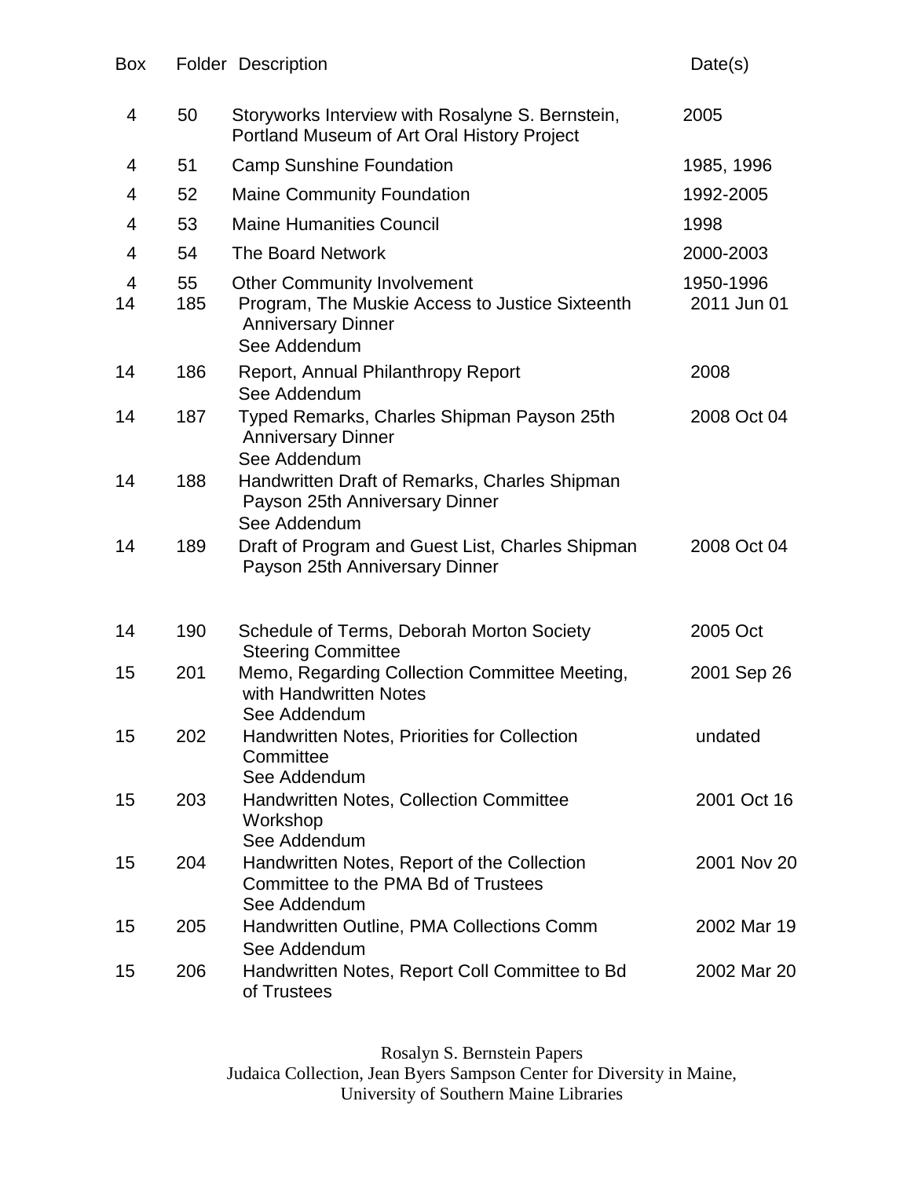| Box | Folder | Description | Date(s) |
|---|---|---|---|
| 4 | 50 | Storyworks Interview with Rosalyne S. Bernstein, Portland Museum of Art Oral History Project | 2005 |
| 4 | 51 | Camp Sunshine Foundation | 1985, 1996 |
| 4 | 52 | Maine Community Foundation | 1992-2005 |
| 4 | 53 | Maine Humanities Council | 1998 |
| 4 | 54 | The Board Network | 2000-2003 |
| 4 | 55 | Other Community Involvement | 1950-1996 |
| 14 | 185 | Program, The Muskie Access to Justice Sixteenth Anniversary Dinner See Addendum | 2011 Jun 01 |
| 14 | 186 | Report, Annual Philanthropy Report See Addendum | 2008 |
| 14 | 187 | Typed Remarks, Charles Shipman Payson 25th Anniversary Dinner See Addendum | 2008 Oct 04 |
| 14 | 188 | Handwritten Draft of Remarks, Charles Shipman Payson 25th Anniversary Dinner See Addendum | |
| 14 | 189 | Draft of Program and Guest List, Charles Shipman Payson 25th Anniversary Dinner | 2008 Oct 04 |
| 14 | 190 | Schedule of Terms, Deborah Morton Society Steering Committee | 2005 Oct |
| 15 | 201 | Memo, Regarding Collection Committee Meeting, with Handwritten Notes See Addendum | 2001 Sep 26 |
| 15 | 202 | Handwritten Notes, Priorities for Collection Committee See Addendum | undated |
| 15 | 203 | Handwritten Notes, Collection Committee Workshop See Addendum | 2001 Oct 16 |
| 15 | 204 | Handwritten Notes, Report of the Collection Committee to the PMA Bd of Trustees See Addendum | 2001 Nov 20 |
| 15 | 205 | Handwritten Outline, PMA Collections Comm See Addendum | 2002 Mar 19 |
| 15 | 206 | Handwritten Notes, Report Coll Committee to Bd of Trustees | 2002 Mar 20 |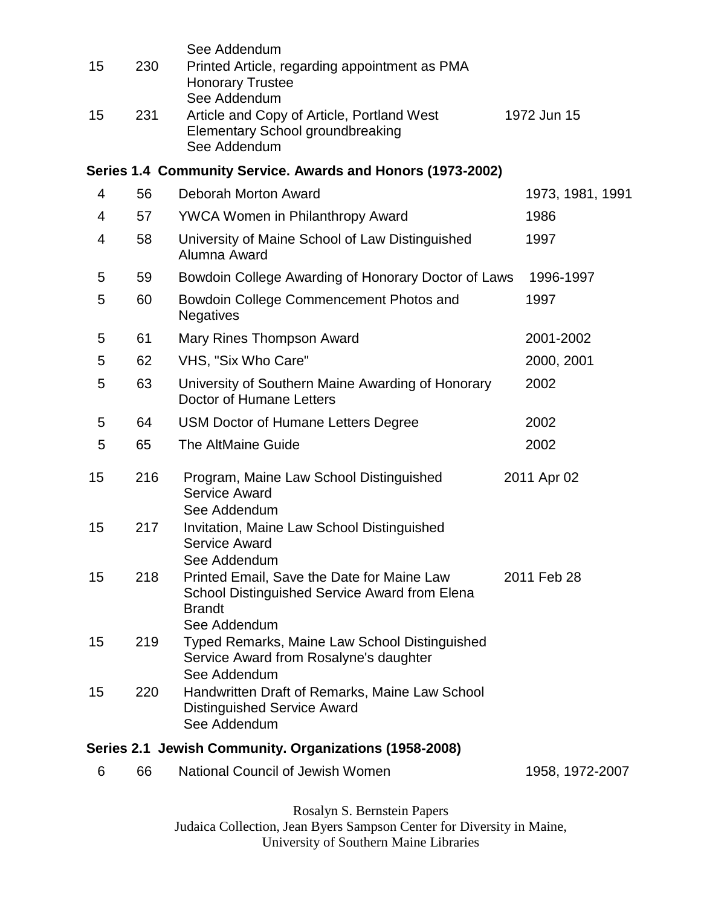| | | | |
|---|---|---|---|
| | | See Addendum | |
| 15 | 230 | Printed Article, regarding appointment as PMA Honorary Trustee<br>See Addendum | |
| 15 | 231 | Article and Copy of Article, Portland West Elementary School groundbreaking<br>See Addendum | 1972 Jun 15 |

**Series 1.4 Community Service. Awards and Honors (1973-2002)**

| | | | |
|---|---|---|---|
| 4 | 56 | Deborah Morton Award | 1973, 1981, 1991 |
| 4 | 57 | YWCA Women in Philanthropy Award | 1986 |
| 4 | 58 | University of Maine School of Law Distinguished Alumna Award | 1997 |
| 5 | 59 | Bowdoin College Awarding of Honorary Doctor of Laws | 1996-1997 |
| 5 | 60 | Bowdoin College Commencement Photos and Negatives | 1997 |
| 5 | 61 | Mary Rines Thompson Award | 2001-2002 |
| 5 | 62 | VHS, "Six Who Care" | 2000, 2001 |
| 5 | 63 | University of Southern Maine Awarding of Honorary Doctor of Humane Letters | 2002 |
| 5 | 64 | USM Doctor of Humane Letters Degree | 2002 |
| 5 | 65 | The AltMaine Guide | 2002 |
| 15 | 216 | Program, Maine Law School Distinguished Service Award<br>See Addendum | 2011 Apr 02 |
| 15 | 217 | Invitation, Maine Law School Distinguished Service Award<br>See Addendum | |
| 15 | 218 | Printed Email, Save the Date for Maine Law School Distinguished Service Award from Elena Brandt<br>See Addendum | 2011 Feb 28 |
| 15 | 219 | Typed Remarks, Maine Law School Distinguished Service Award from Rosalyne's daughter<br>See Addendum | |
| 15 | 220 | Handwritten Draft of Remarks, Maine Law School Distinguished Service Award<br>See Addendum | |

**Series 2.1 Jewish Community. Organizations (1958-2008)**

| | | | |
|---|---|---|---|
| 6 | 66 | National Council of Jewish Women | 1958, 1972-2007 |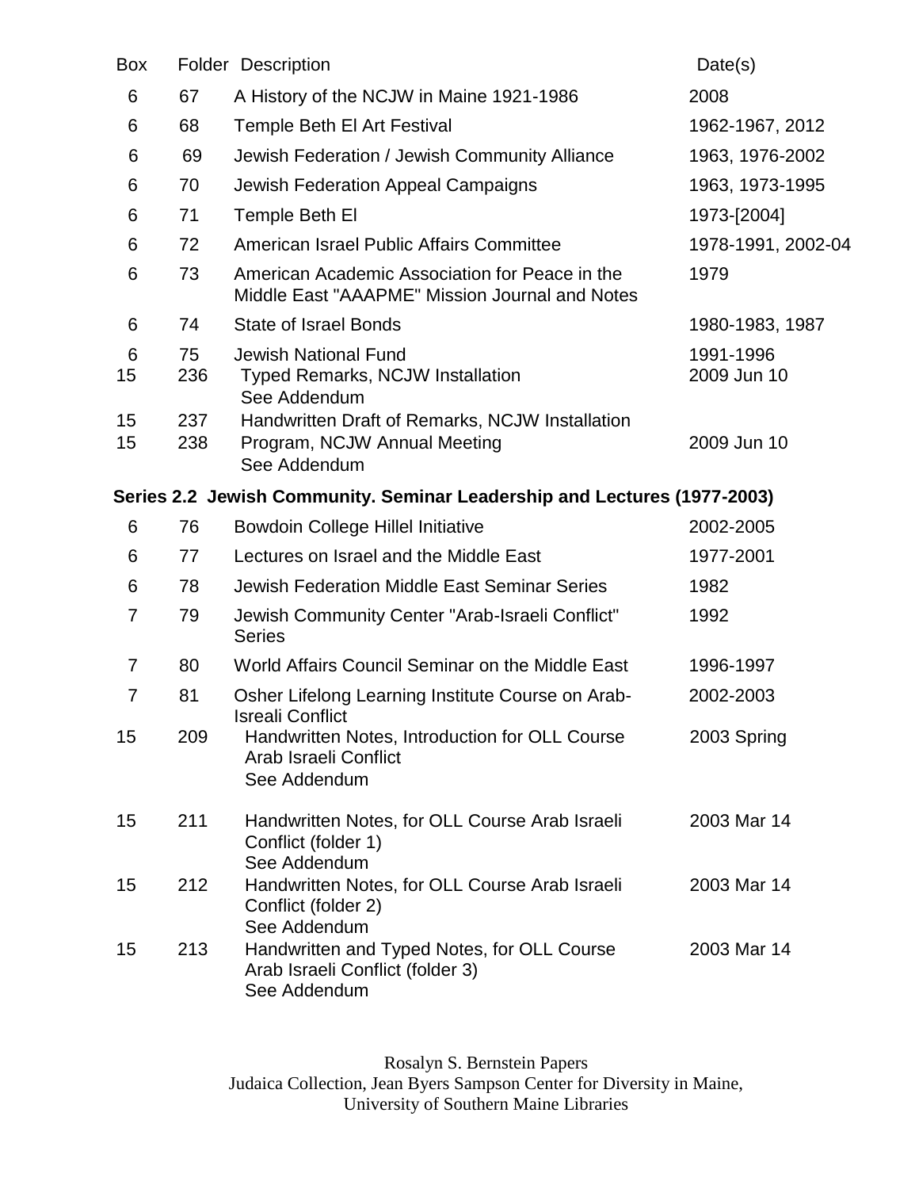| Box | Folder | Description | Date(s) |
| --- | --- | --- | --- |
| 6 | 67 | A History of the NCJW in Maine 1921-1986 | 2008 |
| 6 | 68 | Temple Beth El Art Festival | 1962-1967, 2012 |
| 6 | 69 | Jewish Federation / Jewish Community Alliance | 1963, 1976-2002 |
| 6 | 70 | Jewish Federation Appeal Campaigns | 1963, 1973-1995 |
| 6 | 71 | Temple Beth El | 1973-[2004] |
| 6 | 72 | American Israel Public Affairs Committee | 1978-1991, 2002-04 |
| 6 | 73 | American Academic Association for Peace in the Middle East "AAAPME" Mission Journal and Notes | 1979 |
| 6 | 74 | State of Israel Bonds | 1980-1983, 1987 |
| 6 | 75 | Jewish National Fund | 1991-1996 |
| 15 | 236 | Typed Remarks, NCJW Installation<br>See Addendum | 2009 Jun 10 |
| 15 | 237 | Handwritten Draft of Remarks, NCJW Installation | |
| 15 | 238 | Program, NCJW Annual Meeting<br>See Addendum | 2009 Jun 10 |

**Series 2.2 Jewish Community. Seminar Leadership and Lectures (1977-2003)**

| Box | Folder | Description | Date(s) |
| --- | --- | --- | --- |
| 6 | 76 | Bowdoin College Hillel Initiative | 2002-2005 |
| 6 | 77 | Lectures on Israel and the Middle East | 1977-2001 |
| 6 | 78 | Jewish Federation Middle East Seminar Series | 1982 |
| 7 | 79 | Jewish Community Center "Arab-Israeli Conflict" Series | 1992 |
| 7 | 80 | World Affairs Council Seminar on the Middle East | 1996-1997 |
| 7 | 81 | Osher Lifelong Learning Institute Course on Arab-Isreali Conflict | 2002-2003 |
| 15 | 209 | Handwritten Notes, Introduction for OLL Course Arab Israeli Conflict<br>See Addendum | 2003 Spring |
| 15 | 211 | Handwritten Notes, for OLL Course Arab Israeli Conflict (folder 1)<br>See Addendum | 2003 Mar 14 |
| 15 | 212 | Handwritten Notes, for OLL Course Arab Israeli Conflict (folder 2)<br>See Addendum | 2003 Mar 14 |
| 15 | 213 | Handwritten and Typed Notes, for OLL Course Arab Israeli Conflict (folder 3)<br>See Addendum | 2003 Mar 14 |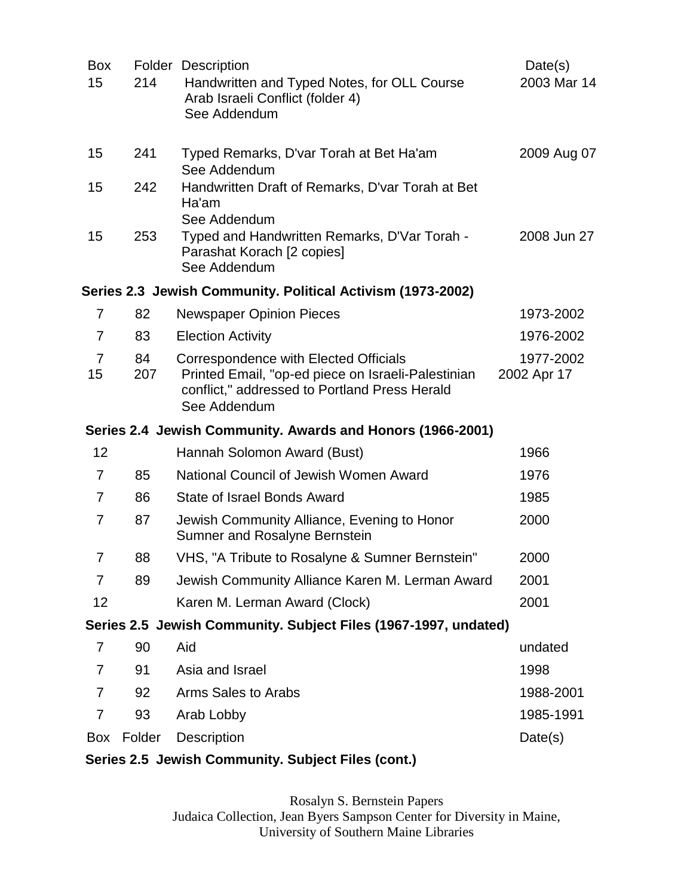| Box | Folder | Description | Date(s) |
|---|---|---|---|
| 15 | 214 | Handwritten and Typed Notes, for OLL Course Arab Israeli Conflict (folder 4) See Addendum | 2003 Mar 14 |
| 15 | 241 | Typed Remarks, D'var Torah at Bet Ha'am See Addendum | 2009 Aug 07 |
| 15 | 242 | Handwritten Draft of Remarks, D'var Torah at Bet Ha'am See Addendum | |
| 15 | 253 | Typed and Handwritten Remarks, D'Var Torah - Parashat Korach [2 copies] See Addendum | 2008 Jun 27 |

**Series 2.3 Jewish Community. Political Activism (1973-2002)**

| Box | Folder | Description | Date(s) |
|---|---|---|---|
| 7 | 82 | Newspaper Opinion Pieces | 1973-2002 |
| 7 | 83 | Election Activity | 1976-2002 |
| 7 | 84 | Correspondence with Elected Officials | 1977-2002 |
| 15 | 207 | Printed Email, "op-ed piece on Israeli-Palestinian conflict," addressed to Portland Press Herald See Addendum | 2002 Apr 17 |

**Series 2.4 Jewish Community. Awards and Honors (1966-2001)**

| Box | Folder | Description | Date(s) |
|---|---|---|---|
| 12 | | Hannah Solomon Award (Bust) | 1966 |
| 7 | 85 | National Council of Jewish Women Award | 1976 |
| 7 | 86 | State of Israel Bonds Award | 1985 |
| 7 | 87 | Jewish Community Alliance, Evening to Honor Sumner and Rosalyne Bernstein | 2000 |
| 7 | 88 | VHS, "A Tribute to Rosalyne & Sumner Bernstein" | 2000 |
| 7 | 89 | Jewish Community Alliance Karen M. Lerman Award | 2001 |
| 12 | | Karen M. Lerman Award (Clock) | 2001 |

**Series 2.5 Jewish Community. Subject Files (1967-1997, undated)**

| Box | Folder | Description | Date(s) |
|---|---|---|---|
| 7 | 90 | Aid | undated |
| 7 | 91 | Asia and Israel | 1998 |
| 7 | 92 | Arms Sales to Arabs | 1988-2001 |
| 7 | 93 | Arab Lobby | 1985-1991 |

| Box | Folder | Description | Date(s) |
|---|---|---|---|

**Series 2.5 Jewish Community. Subject Files (cont.)**

Rosalyn S. Bernstein Papers
Judaica Collection, Jean Byers Sampson Center for Diversity in Maine,
University of Southern Maine Libraries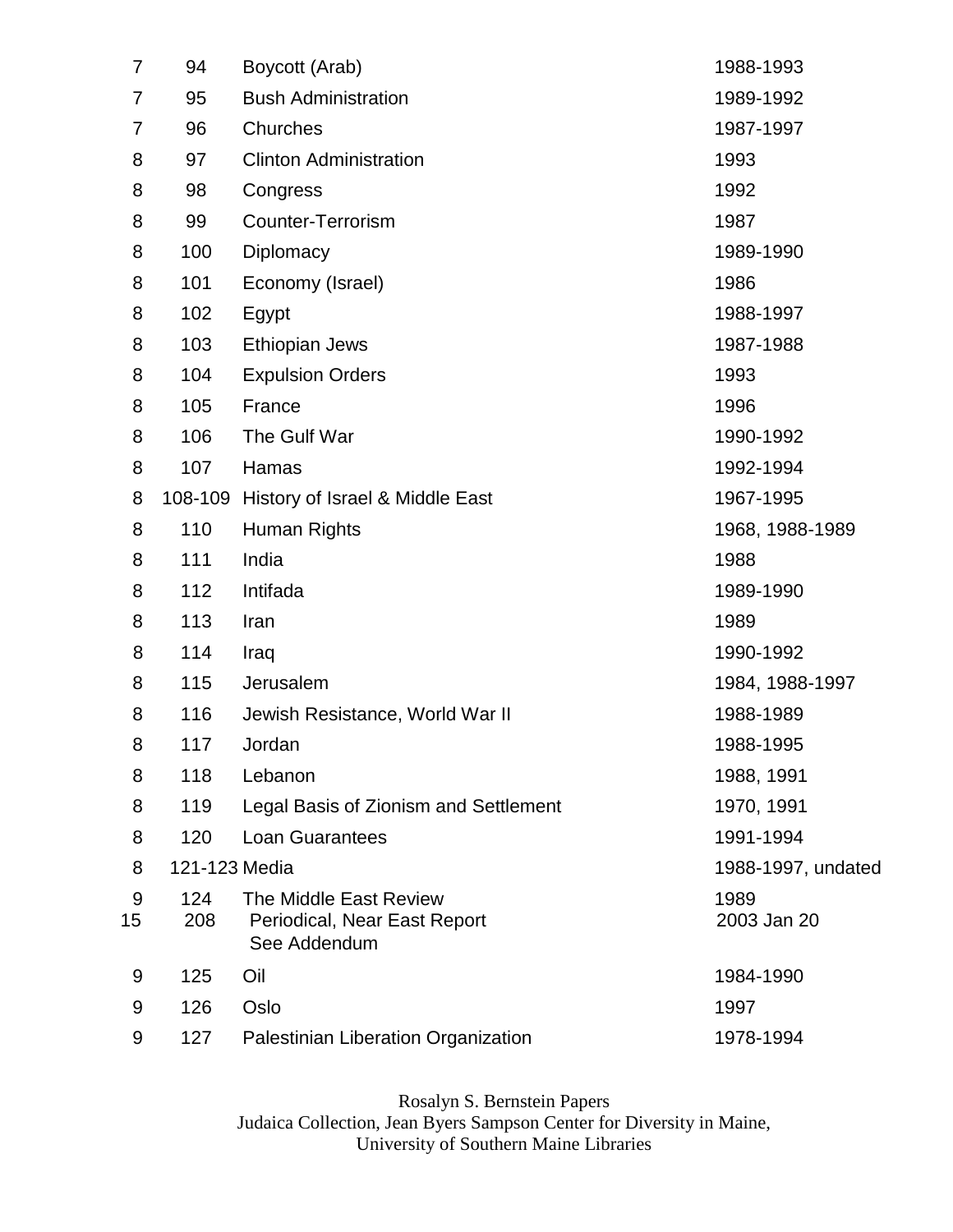| | | | |
|---|---|---|---|
| 7 | 94 | Boycott (Arab) | 1988-1993 |
| 7 | 95 | Bush Administration | 1989-1992 |
| 7 | 96 | Churches | 1987-1997 |
| 8 | 97 | Clinton Administration | 1993 |
| 8 | 98 | Congress | 1992 |
| 8 | 99 | Counter-Terrorism | 1987 |
| 8 | 100 | Diplomacy | 1989-1990 |
| 8 | 101 | Economy (Israel) | 1986 |
| 8 | 102 | Egypt | 1988-1997 |
| 8 | 103 | Ethiopian Jews | 1987-1988 |
| 8 | 104 | Expulsion Orders | 1993 |
| 8 | 105 | France | 1996 |
| 8 | 106 | The Gulf War | 1990-1992 |
| 8 | 107 | Hamas | 1992-1994 |
| 8 | 108-109 | History of Israel & Middle East | 1967-1995 |
| 8 | 110 | Human Rights | 1968, 1988-1989 |
| 8 | 111 | India | 1988 |
| 8 | 112 | Intifada | 1989-1990 |
| 8 | 113 | Iran | 1989 |
| 8 | 114 | Iraq | 1990-1992 |
| 8 | 115 | Jerusalem | 1984, 1988-1997 |
| 8 | 116 | Jewish Resistance, World War II | 1988-1989 |
| 8 | 117 | Jordan | 1988-1995 |
| 8 | 118 | Lebanon | 1988, 1991 |
| 8 | 119 | Legal Basis of Zionism and Settlement | 1970, 1991 |
| 8 | 120 | Loan Guarantees | 1991-1994 |
| 8 | 121-123 | Media | 1988-1997, undated |
| 9 | 124 | The Middle East Review | 1989 |
| 15 | 208 | Periodical, Near East Report<br>See Addendum | 2003 Jan 20 |
| 9 | 125 | Oil | 1984-1990 |
| 9 | 126 | Oslo | 1997 |
| 9 | 127 | Palestinian Liberation Organization | 1978-1994 |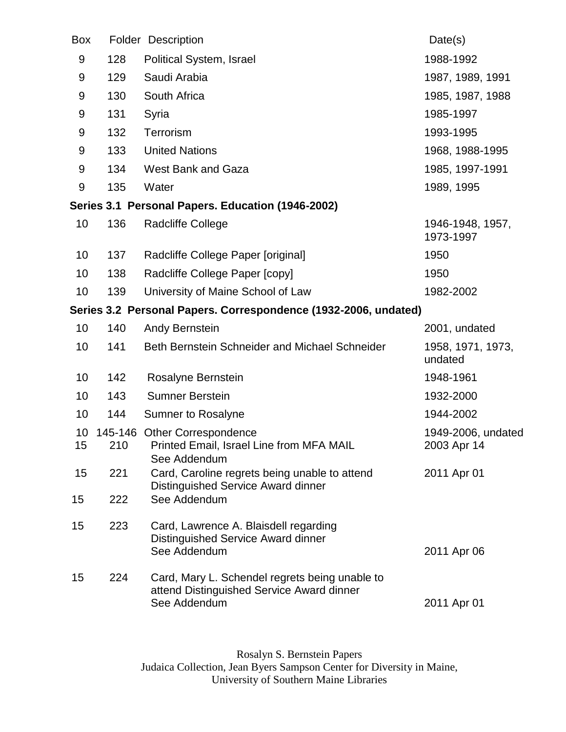| Box | Folder | Description | Date(s) |
|---|---|---|---|
| 9 | 128 | Political System, Israel | 1988-1992 |
| 9 | 129 | Saudi Arabia | 1987, 1989, 1991 |
| 9 | 130 | South Africa | 1985, 1987, 1988 |
| 9 | 131 | Syria | 1985-1997 |
| 9 | 132 | Terrorism | 1993-1995 |
| 9 | 133 | United Nations | 1968, 1988-1995 |
| 9 | 134 | West Bank and Gaza | 1985, 1997-1991 |
| 9 | 135 | Water | 1989, 1995 |
| **Series 3.1 Personal Papers. Education (1946-2002)** | | | |
| 10 | 136 | Radcliffe College | 1946-1948, 1957, 1973-1997 |
| 10 | 137 | Radcliffe College Paper [original] | 1950 |
| 10 | 138 | Radcliffe College Paper [copy] | 1950 |
| 10 | 139 | University of Maine School of Law | 1982-2002 |
| **Series 3.2 Personal Papers. Correspondence (1932-2006, undated)** | | | |
| 10 | 140 | Andy Bernstein | 2001, undated |
| 10 | 141 | Beth Bernstein Schneider and Michael Schneider | 1958, 1971, 1973, undated |
| 10 | 142 | Rosalyne Bernstein | 1948-1961 |
| 10 | 143 | Sumner Berstein | 1932-2000 |
| 10 | 144 | Sumner to Rosalyne | 1944-2002 |
| 10 | 145-146 | Other Correspondence | 1949-2006, undated |
| 15 | 210 | Printed Email, Israel Line from MFA MAIL See Addendum | 2003 Apr 14 |
| 15 | 221 | Card, Caroline regrets being unable to attend Distinguished Service Award dinner | 2011 Apr 01 |
| 15 | 222 | See Addendum | |
| 15 | 223 | Card, Lawrence A. Blaisdell regarding Distinguished Service Award dinner See Addendum | 2011 Apr 06 |
| 15 | 224 | Card, Mary L. Schendel regrets being unable to attend Distinguished Service Award dinner See Addendum | 2011 Apr 01 |

Rosalyn S. Bernstein Papers
Judaica Collection, Jean Byers Sampson Center for Diversity in Maine,
University of Southern Maine Libraries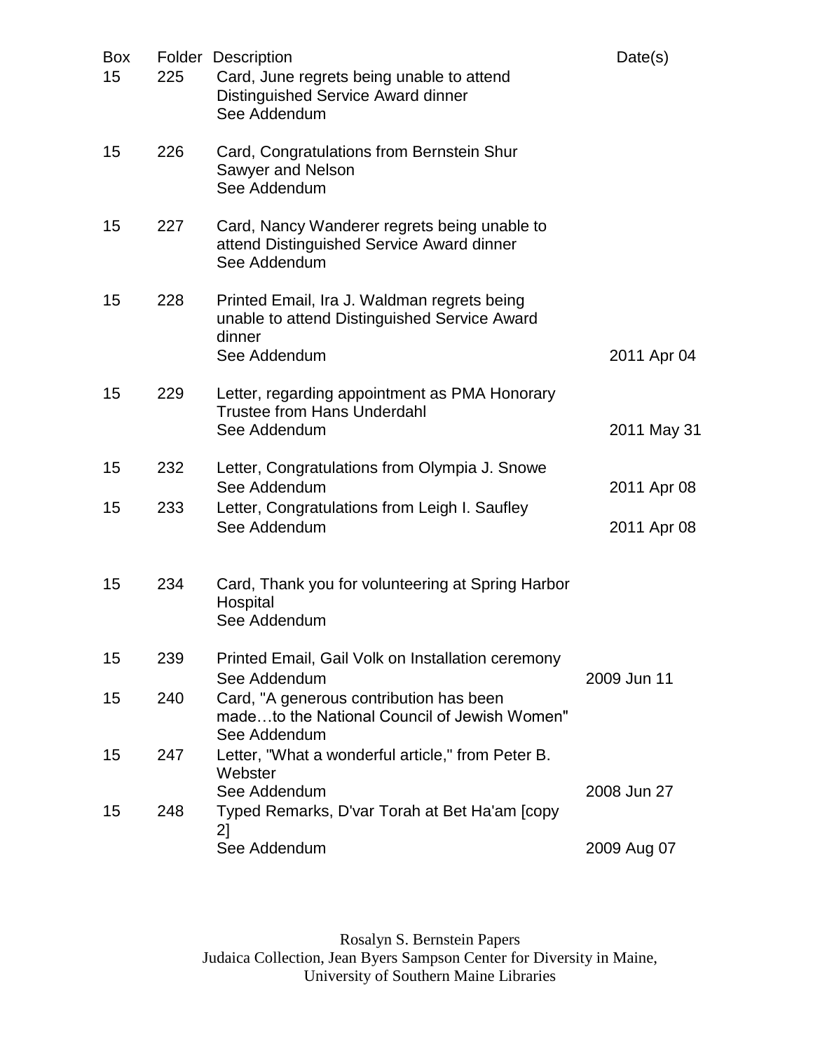| Box | Folder | Description | Date(s) |
|---|---|---|---|
| 15 | 225 | Card, June regrets being unable to attend Distinguished Service Award dinner<br>See Addendum | |
| 15 | 226 | Card, Congratulations from Bernstein Shur Sawyer and Nelson<br>See Addendum | |
| 15 | 227 | Card, Nancy Wanderer regrets being unable to attend Distinguished Service Award dinner<br>See Addendum | |
| 15 | 228 | Printed Email, Ira J. Waldman regrets being unable to attend Distinguished Service Award dinner<br>See Addendum | 2011 Apr 04 |
| 15 | 229 | Letter, regarding appointment as PMA Honorary Trustee from Hans Underdahl<br>See Addendum | 2011 May 31 |
| 15 | 232 | Letter, Congratulations from Olympia J. Snowe<br>See Addendum | 2011 Apr 08 |
| 15 | 233 | Letter, Congratulations from Leigh I. Saufley<br>See Addendum | 2011 Apr 08 |
| 15 | 234 | Card, Thank you for volunteering at Spring Harbor Hospital<br>See Addendum | |
| 15 | 239 | Printed Email, Gail Volk on Installation ceremony<br>See Addendum | 2009 Jun 11 |
| 15 | 240 | Card, "A generous contribution has been made…to the National Council of Jewish Women"<br>See Addendum | |
| 15 | 247 | Letter, "What a wonderful article," from Peter B. Webster<br>See Addendum | 2008 Jun 27 |
| 15 | 248 | Typed Remarks, D'var Torah at Bet Ha'am [copy 2]<br>See Addendum | 2009 Aug 07 |

Rosalyn S. Bernstein Papers
Judaica Collection, Jean Byers Sampson Center for Diversity in Maine,
University of Southern Maine Libraries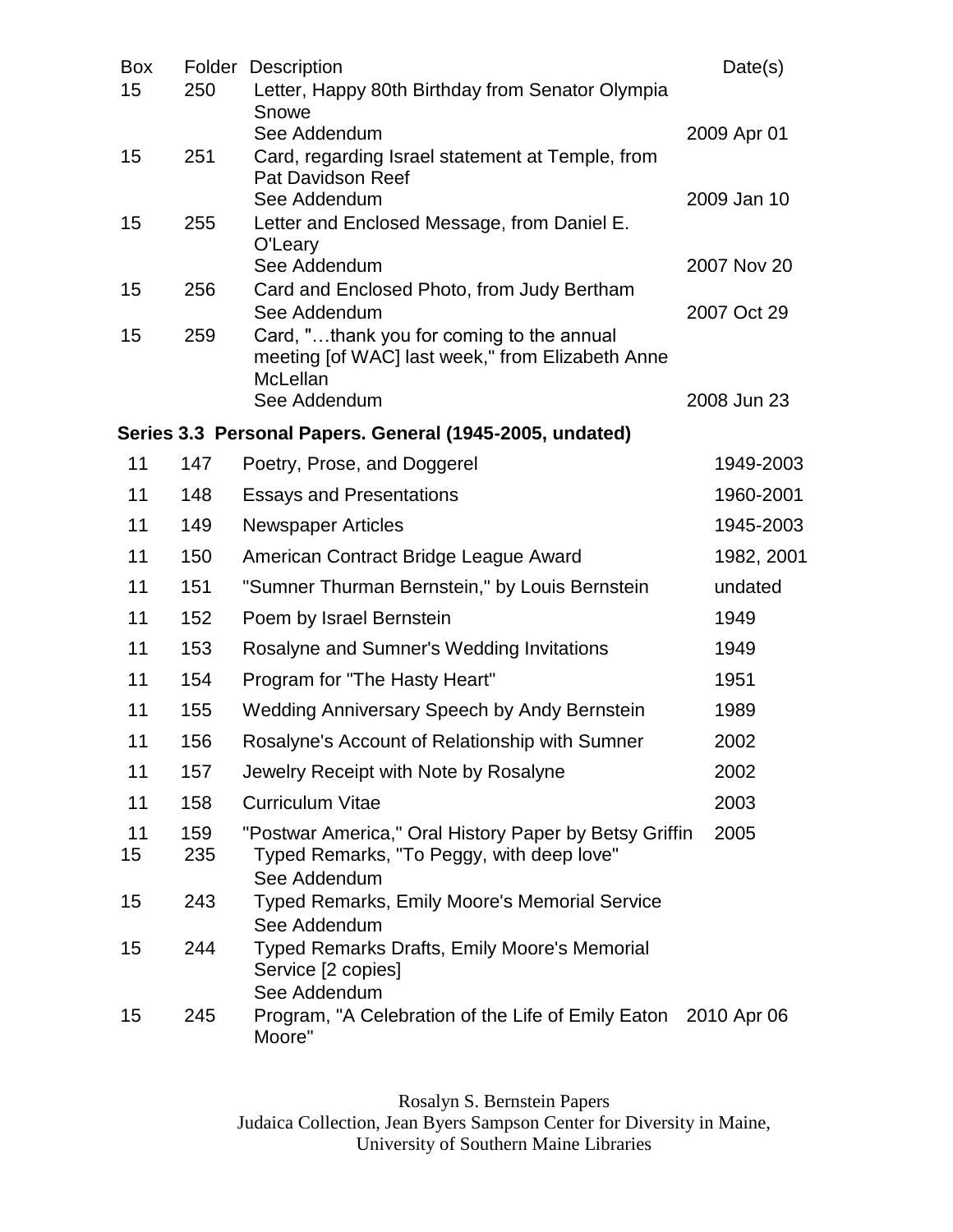| Box | Folder | Description | Date(s) |
|---|---|---|---|
| 15 | 250 | Letter, Happy 80th Birthday from Senator Olympia Snowe<br>See Addendum | 2009 Apr 01 |
| 15 | 251 | Card, regarding Israel statement at Temple, from Pat Davidson Reef<br>See Addendum | 2009 Jan 10 |
| 15 | 255 | Letter and Enclosed Message, from Daniel E. O'Leary<br>See Addendum | 2007 Nov 20 |
| 15 | 256 | Card and Enclosed Photo, from Judy Bertham<br>See Addendum | 2007 Oct 29 |
| 15 | 259 | Card, "…thank you for coming to the annual meeting [of WAC] last week," from Elizabeth Anne McLellan<br>See Addendum | 2008 Jun 23 |

**Series 3.3 Personal Papers. General (1945-2005, undated)**

| Box | Folder | Description | Date(s) |
|---|---|---|---|
| 11 | 147 | Poetry, Prose, and Doggerel | 1949-2003 |
| 11 | 148 | Essays and Presentations | 1960-2001 |
| 11 | 149 | Newspaper Articles | 1945-2003 |
| 11 | 150 | American Contract Bridge League Award | 1982, 2001 |
| 11 | 151 | "Sumner Thurman Bernstein," by Louis Bernstein | undated |
| 11 | 152 | Poem by Israel Bernstein | 1949 |
| 11 | 153 | Rosalyne and Sumner's Wedding Invitations | 1949 |
| 11 | 154 | Program for "The Hasty Heart" | 1951 |
| 11 | 155 | Wedding Anniversary Speech by Andy Bernstein | 1989 |
| 11 | 156 | Rosalyne's Account of Relationship with Sumner | 2002 |
| 11 | 157 | Jewelry Receipt with Note by Rosalyne | 2002 |
| 11 | 158 | Curriculum Vitae | 2003 |
| 11 | 159 | "Postwar America," Oral History Paper by Betsy Griffin | 2005 |
| 15 | 235 | Typed Remarks, "To Peggy, with deep love"<br>See Addendum | |
| 15 | 243 | Typed Remarks, Emily Moore's Memorial Service<br>See Addendum | |
| 15 | 244 | Typed Remarks Drafts, Emily Moore's Memorial Service [2 copies]<br>See Addendum | |
| 15 | 245 | Program, "A Celebration of the Life of Emily Eaton Moore" | 2010 Apr 06 |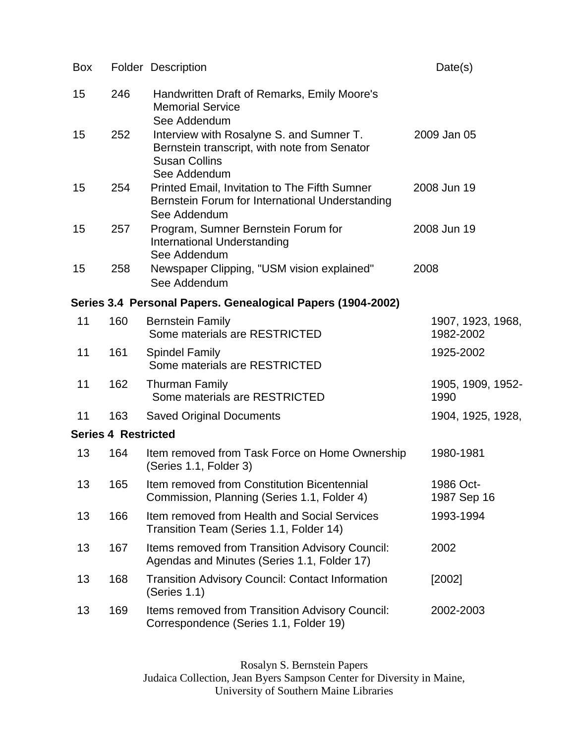| Box | Folder | Description | Date(s) |
|---|---|---|---|
| 15 | 246 | Handwritten Draft of Remarks, Emily Moore's Memorial Service<br>See Addendum | |
| 15 | 252 | Interview with Rosalyne S. and Sumner T. Bernstein transcript, with note from Senator Susan Collins<br>See Addendum | 2009 Jan 05 |
| 15 | 254 | Printed Email, Invitation to The Fifth Sumner Bernstein Forum for International Understanding<br>See Addendum | 2008 Jun 19 |
| 15 | 257 | Program, Sumner Bernstein Forum for International Understanding<br>See Addendum | 2008 Jun 19 |
| 15 | 258 | Newspaper Clipping, "USM vision explained"<br>See Addendum | 2008 |

**Series 3.4 Personal Papers. Genealogical Papers (1904-2002)**

| Box | Folder | Description | Date(s) |
|---|---|---|---|
| 11 | 160 | Bernstein Family<br>Some materials are RESTRICTED | 1907, 1923, 1968, 1982-2002 |
| 11 | 161 | Spindel Family<br>Some materials are RESTRICTED | 1925-2002 |
| 11 | 162 | Thurman Family<br>Some materials are RESTRICTED | 1905, 1909, 1952-1990 |
| 11 | 163 | Saved Original Documents | 1904, 1925, 1928, |

**Series 4 Restricted**

| Box | Folder | Description | Date(s) |
|---|---|---|---|
| 13 | 164 | Item removed from Task Force on Home Ownership (Series 1.1, Folder 3) | 1980-1981 |
| 13 | 165 | Item removed from Constitution Bicentennial Commission, Planning (Series 1.1, Folder 4) | 1986 Oct-1987 Sep 16 |
| 13 | 166 | Item removed from Health and Social Services Transition Team (Series 1.1, Folder 14) | 1993-1994 |
| 13 | 167 | Items removed from Transition Advisory Council: Agendas and Minutes (Series 1.1, Folder 17) | 2002 |
| 13 | 168 | Transition Advisory Council: Contact Information (Series 1.1) | [2002] |
| 13 | 169 | Items removed from Transition Advisory Council: Correspondence (Series 1.1, Folder 19) | 2002-2003 |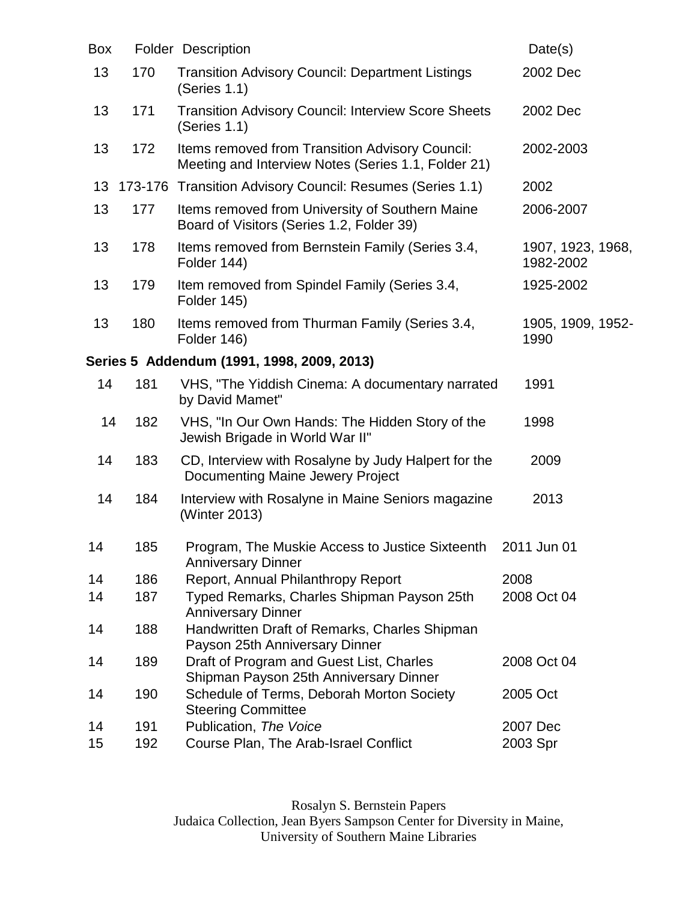| Box | Folder | Description | Date(s) |
|---|---|---|---|
| 13 | 170 | Transition Advisory Council: Department Listings (Series 1.1) | 2002 Dec |
| 13 | 171 | Transition Advisory Council: Interview Score Sheets (Series 1.1) | 2002 Dec |
| 13 | 172 | Items removed from Transition Advisory Council: Meeting and Interview Notes (Series 1.1, Folder 21) | 2002-2003 |
| 13 | 173-176 | Transition Advisory Council: Resumes (Series 1.1) | 2002 |
| 13 | 177 | Items removed from University of Southern Maine Board of Visitors (Series 1.2, Folder 39) | 2006-2007 |
| 13 | 178 | Items removed from Bernstein Family (Series 3.4, Folder 144) | 1907, 1923, 1968, 1982-2002 |
| 13 | 179 | Item removed from Spindel Family (Series 3.4, Folder 145) | 1925-2002 |
| 13 | 180 | Items removed from Thurman Family (Series 3.4, Folder 146) | 1905, 1909, 1952-1990 |

**Series 5 Addendum (1991, 1998, 2009, 2013)**

| Box | Folder | Description | Date(s) |
|---|---|---|---|
| 14 | 181 | VHS, "The Yiddish Cinema: A documentary narrated by David Mamet" | 1991 |
| 14 | 182 | VHS, "In Our Own Hands: The Hidden Story of the Jewish Brigade in World War II" | 1998 |
| 14 | 183 | CD, Interview with Rosalyne by Judy Halpert for the Documenting Maine Jewery Project | 2009 |
| 14 | 184 | Interview with Rosalyne in Maine Seniors magazine (Winter 2013) | 2013 |
| 14 | 185 | Program, The Muskie Access to Justice Sixteenth Anniversary Dinner | 2011 Jun 01 |
| 14 | 186 | Report, Annual Philanthropy Report | 2008 |
| 14 | 187 | Typed Remarks, Charles Shipman Payson 25th Anniversary Dinner | 2008 Oct 04 |
| 14 | 188 | Handwritten Draft of Remarks, Charles Shipman Payson 25th Anniversary Dinner | |
| 14 | 189 | Draft of Program and Guest List, Charles Shipman Payson 25th Anniversary Dinner | 2008 Oct 04 |
| 14 | 190 | Schedule of Terms, Deborah Morton Society Steering Committee | 2005 Oct |
| 14 | 191 | Publication, *The Voice* | 2007 Dec |
| 15 | 192 | Course Plan, The Arab-Israel Conflict | 2003 Spr |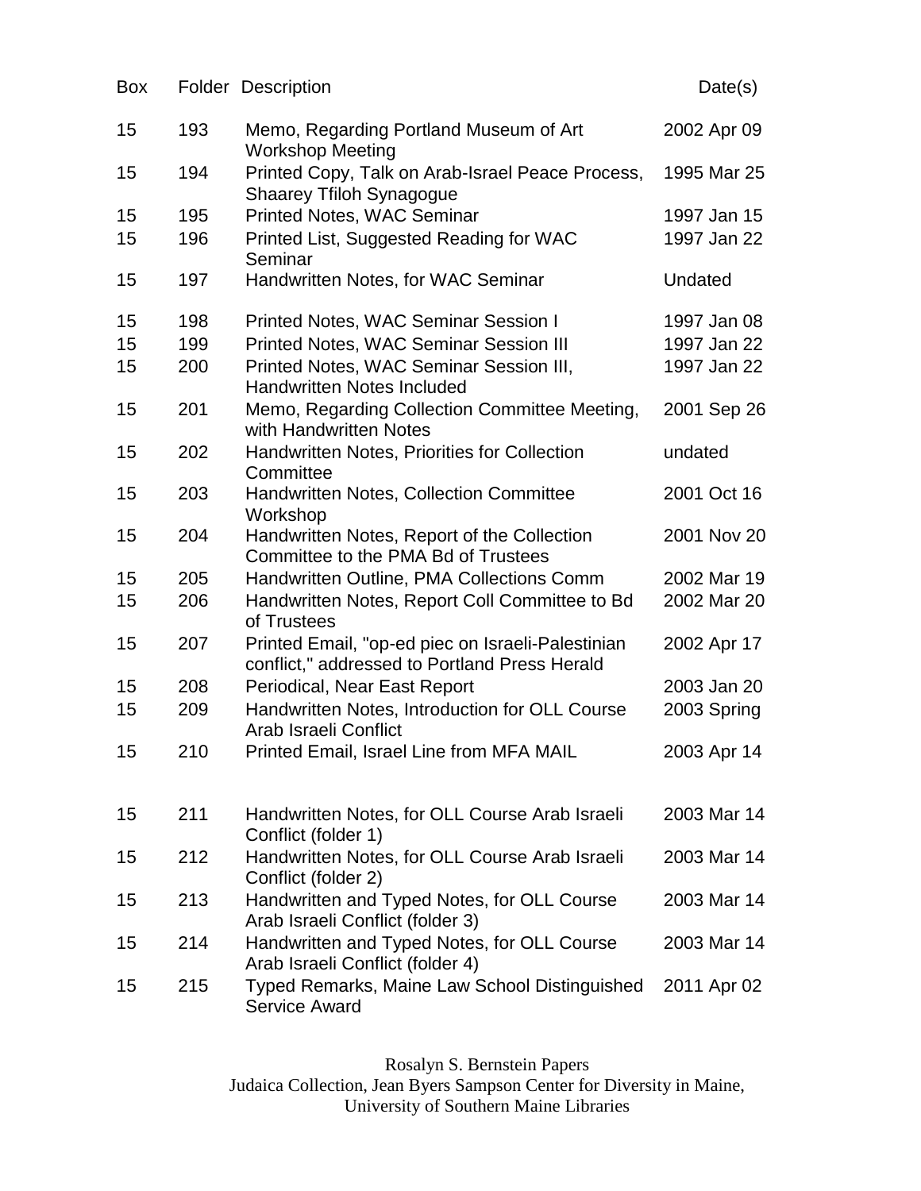| Box | Folder | Description | Date(s) |
| --- | --- | --- | --- |
| 15 | 193 | Memo, Regarding Portland Museum of Art Workshop Meeting | 2002 Apr 09 |
| 15 | 194 | Printed Copy, Talk on Arab-Israel Peace Process, Shaarey Tfiloh Synagogue | 1995 Mar 25 |
| 15 | 195 | Printed Notes, WAC Seminar | 1997 Jan 15 |
| 15 | 196 | Printed List, Suggested Reading for WAC Seminar | 1997 Jan 22 |
| 15 | 197 | Handwritten Notes, for WAC Seminar | Undated |
| 15 | 198 | Printed Notes, WAC Seminar Session I | 1997 Jan 08 |
| 15 | 199 | Printed Notes, WAC Seminar Session III | 1997 Jan 22 |
| 15 | 200 | Printed Notes, WAC Seminar Session III, Handwritten Notes Included | 1997 Jan 22 |
| 15 | 201 | Memo, Regarding Collection Committee Meeting, with Handwritten Notes | 2001 Sep 26 |
| 15 | 202 | Handwritten Notes, Priorities for Collection Committee | undated |
| 15 | 203 | Handwritten Notes, Collection Committee Workshop | 2001 Oct 16 |
| 15 | 204 | Handwritten Notes, Report of the Collection Committee to the PMA Bd of Trustees | 2001 Nov 20 |
| 15 | 205 | Handwritten Outline, PMA Collections Comm | 2002 Mar 19 |
| 15 | 206 | Handwritten Notes, Report Coll Committee to Bd of Trustees | 2002 Mar 20 |
| 15 | 207 | Printed Email, "op-ed piec on Israeli-Palestinian conflict," addressed to Portland Press Herald | 2002 Apr 17 |
| 15 | 208 | Periodical, Near East Report | 2003 Jan 20 |
| 15 | 209 | Handwritten Notes, Introduction for OLL Course Arab Israeli Conflict | 2003 Spring |
| 15 | 210 | Printed Email, Israel Line from MFA MAIL | 2003 Apr 14 |
| 15 | 211 | Handwritten Notes, for OLL Course Arab Israeli Conflict (folder 1) | 2003 Mar 14 |
| 15 | 212 | Handwritten Notes, for OLL Course Arab Israeli Conflict (folder 2) | 2003 Mar 14 |
| 15 | 213 | Handwritten and Typed Notes, for OLL Course Arab Israeli Conflict (folder 3) | 2003 Mar 14 |
| 15 | 214 | Handwritten and Typed Notes, for OLL Course Arab Israeli Conflict (folder 4) | 2003 Mar 14 |
| 15 | 215 | Typed Remarks, Maine Law School Distinguished Service Award | 2011 Apr 02 |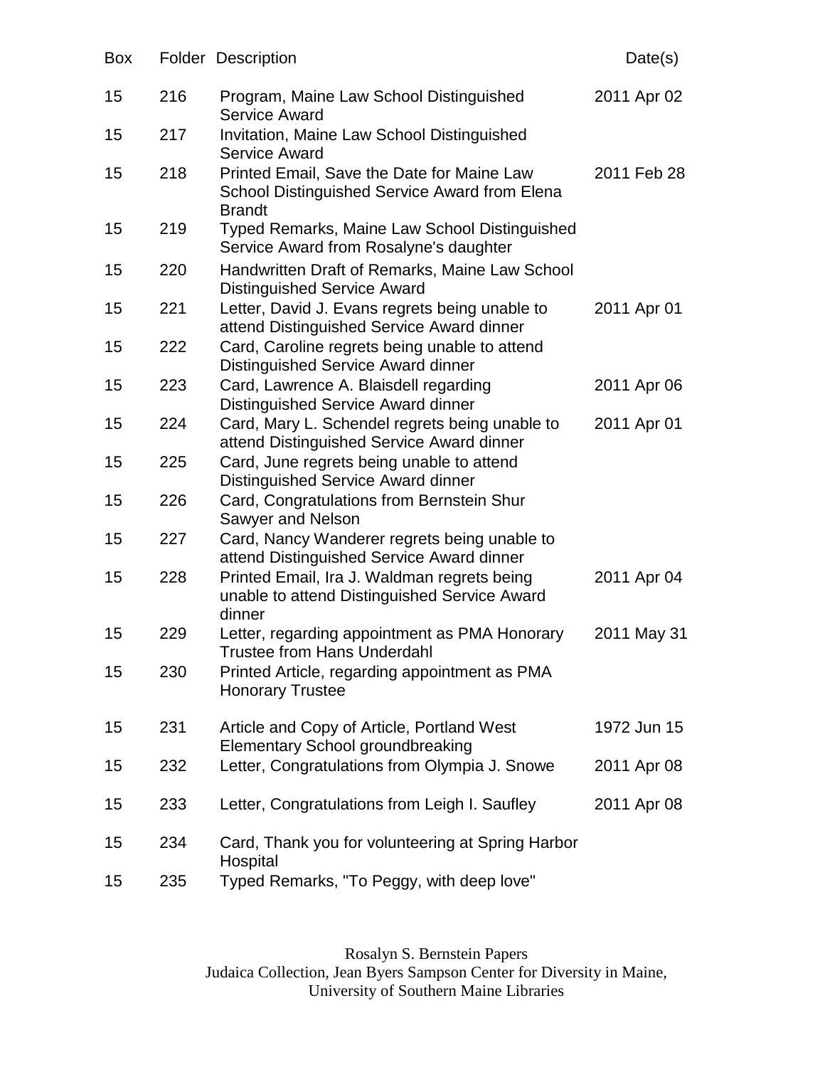| Box | Folder | Description | Date(s) |
| --- | --- | --- | --- |
| 15 | 216 | Program, Maine Law School Distinguished Service Award | 2011 Apr 02 |
| 15 | 217 | Invitation, Maine Law School Distinguished Service Award | |
| 15 | 218 | Printed Email, Save the Date for Maine Law School Distinguished Service Award from Elena Brandt | 2011 Feb 28 |
| 15 | 219 | Typed Remarks, Maine Law School Distinguished Service Award from Rosalyne's daughter | |
| 15 | 220 | Handwritten Draft of Remarks, Maine Law School Distinguished Service Award | |
| 15 | 221 | Letter, David J. Evans regrets being unable to attend Distinguished Service Award dinner | 2011 Apr 01 |
| 15 | 222 | Card, Caroline regrets being unable to attend Distinguished Service Award dinner | |
| 15 | 223 | Card, Lawrence A. Blaisdell regarding Distinguished Service Award dinner | 2011 Apr 06 |
| 15 | 224 | Card, Mary L. Schendel regrets being unable to attend Distinguished Service Award dinner | 2011 Apr 01 |
| 15 | 225 | Card, June regrets being unable to attend Distinguished Service Award dinner | |
| 15 | 226 | Card, Congratulations from Bernstein Shur Sawyer and Nelson | |
| 15 | 227 | Card, Nancy Wanderer regrets being unable to attend Distinguished Service Award dinner | |
| 15 | 228 | Printed Email, Ira J. Waldman regrets being unable to attend Distinguished Service Award dinner | 2011 Apr 04 |
| 15 | 229 | Letter, regarding appointment as PMA Honorary Trustee from Hans Underdahl | 2011 May 31 |
| 15 | 230 | Printed Article, regarding appointment as PMA Honorary Trustee | |
| 15 | 231 | Article and Copy of Article, Portland West Elementary School groundbreaking | 1972 Jun 15 |
| 15 | 232 | Letter, Congratulations from Olympia J. Snowe | 2011 Apr 08 |
| 15 | 233 | Letter, Congratulations from Leigh I. Saufley | 2011 Apr 08 |
| 15 | 234 | Card, Thank you for volunteering at Spring Harbor Hospital | |
| 15 | 235 | Typed Remarks, "To Peggy, with deep love" | |

Rosalyn S. Bernstein Papers
Judaica Collection, Jean Byers Sampson Center for Diversity in Maine,
University of Southern Maine Libraries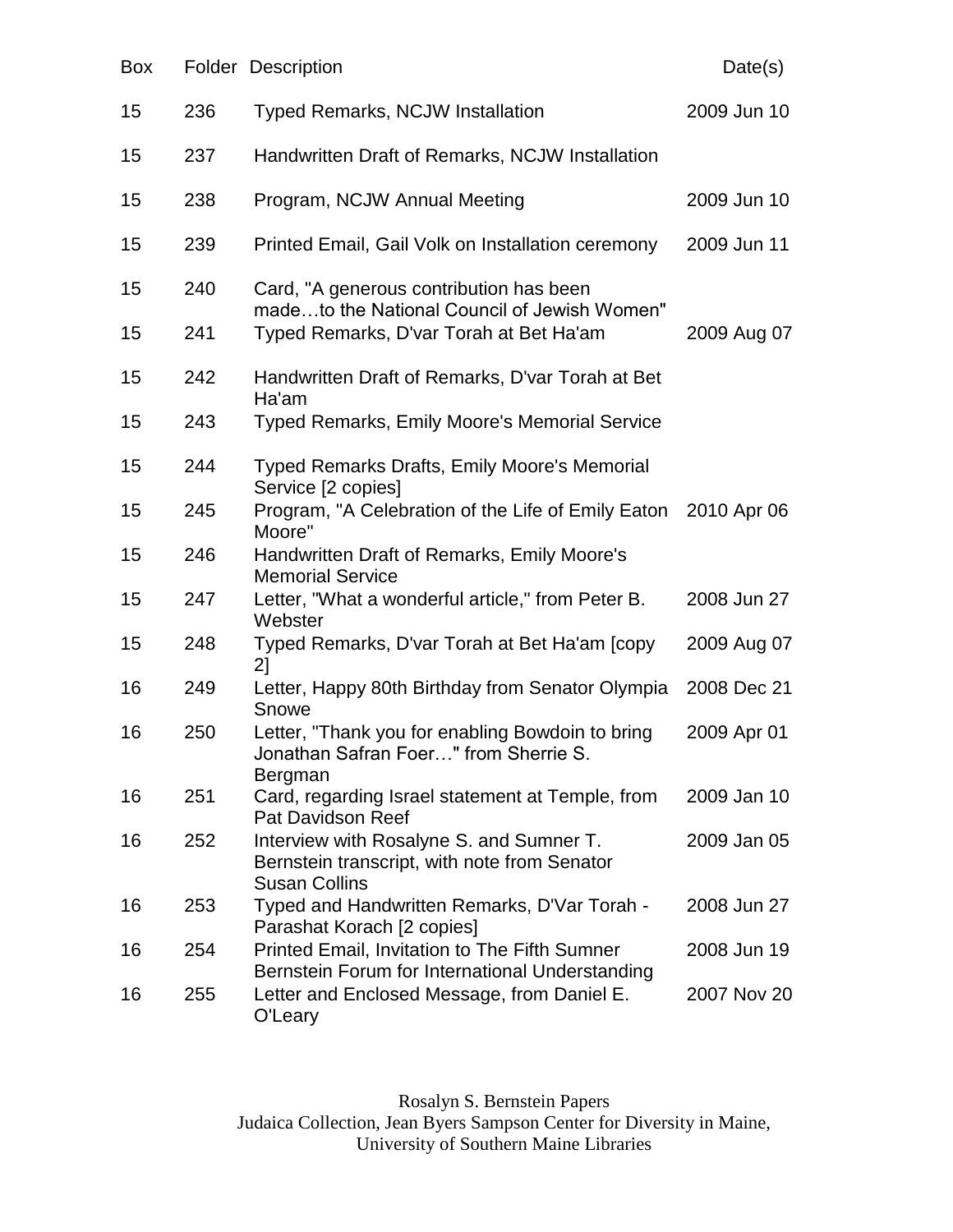| Box | Folder | Description | Date(s) |
| --- | --- | --- | --- |
| 15 | 236 | Typed Remarks, NCJW Installation | 2009 Jun 10 |
| 15 | 237 | Handwritten Draft of Remarks, NCJW Installation | |
| 15 | 238 | Program, NCJW Annual Meeting | 2009 Jun 10 |
| 15 | 239 | Printed Email, Gail Volk on Installation ceremony | 2009 Jun 11 |
| 15 | 240 | Card, "A generous contribution has been made…to the National Council of Jewish Women" | |
| 15 | 241 | Typed Remarks, D'var Torah at Bet Ha'am | 2009 Aug 07 |
| 15 | 242 | Handwritten Draft of Remarks, D'var Torah at Bet Ha'am | |
| 15 | 243 | Typed Remarks, Emily Moore's Memorial Service | |
| 15 | 244 | Typed Remarks Drafts, Emily Moore's Memorial Service [2 copies] | |
| 15 | 245 | Program, "A Celebration of the Life of Emily Eaton Moore" | 2010 Apr 06 |
| 15 | 246 | Handwritten Draft of Remarks, Emily Moore's Memorial Service | |
| 15 | 247 | Letter, "What a wonderful article," from Peter B. Webster | 2008 Jun 27 |
| 15 | 248 | Typed Remarks, D'var Torah at Bet Ha'am [copy 2] | 2009 Aug 07 |
| 16 | 249 | Letter, Happy 80th Birthday from Senator Olympia Snowe | 2008 Dec 21 |
| 16 | 250 | Letter, "Thank you for enabling Bowdoin to bring Jonathan Safran Foer…" from Sherrie S. Bergman | 2009 Apr 01 |
| 16 | 251 | Card, regarding Israel statement at Temple, from Pat Davidson Reef | 2009 Jan 10 |
| 16 | 252 | Interview with Rosalyne S. and Sumner T. Bernstein transcript, with note from Senator Susan Collins | 2009 Jan 05 |
| 16 | 253 | Typed and Handwritten Remarks, D'Var Torah - Parashat Korach [2 copies] | 2008 Jun 27 |
| 16 | 254 | Printed Email, Invitation to The Fifth Sumner Bernstein Forum for International Understanding | 2008 Jun 19 |
| 16 | 255 | Letter and Enclosed Message, from Daniel E. O'Leary | 2007 Nov 20 |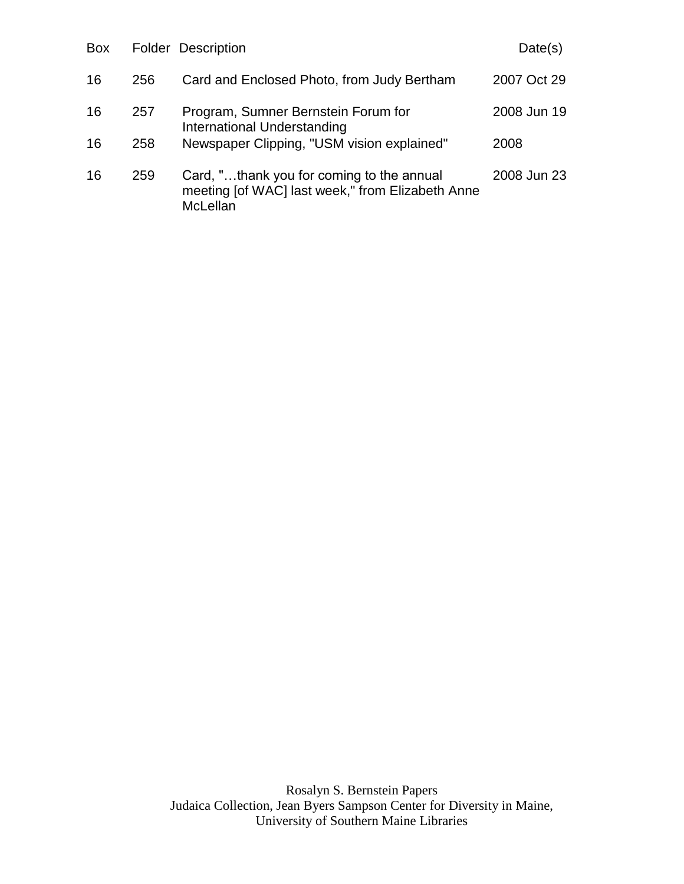| Box | Folder | Description | Date(s) |
| --- | --- | --- | --- |
| 16 | 256 | Card and Enclosed Photo, from Judy Bertham | 2007 Oct 29 |
| 16 | 257 | Program, Sumner Bernstein Forum for International Understanding | 2008 Jun 19 |
| 16 | 258 | Newspaper Clipping, "USM vision explained" | 2008 |
| 16 | 259 | Card, "…thank you for coming to the annual meeting [of WAC] last week," from Elizabeth Anne McLellan | 2008 Jun 23 |